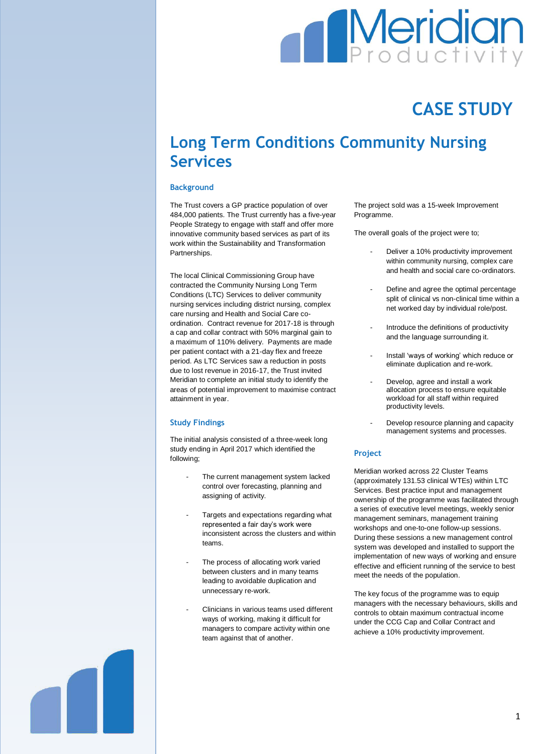# CASE STUDY

# Long Term Conditions Community Nursing Services

### Background

The Trust covers a GP practice population of over 484,000 patients. The Trust currently has a five-year People Strategy to engage with staff and offer more innovative community based services as part of its work within the Sustainability and Transformation Partnerships.

The local Clinical Commissioning Group have contracted the Community Nursing Long Term Conditions (LTC) Services to deliver community nursing services including district nursing, complex care nursing and Health and Social Care co-ordination. Contract revenue for 2017-18 is through a cap and collar contract with 50% marginal gain to a maximum of 110% delivery. Payments are made per patient contact with a 21-day flex and freeze period. As LTC Services saw a reduction in posts due to lost revenue in 2016-17, the Trust invited Meridian to complete an initial study to identify the areas of potential improvement to maximise contract attainment in year.

### Study Findings

The initial analysis consisted of a three-week long study ending in April 2017 which identified the following;

- The current management system lacked control over forecasting, planning and assigning of activity.
- Targets and expectations regarding what represented a fair day's work were inconsistent across the clusters and within teams.
- The process of allocating work varied between clusters and in many teams leading to avoidable duplication and unnecessary re-work.
- Clinicians in various teams used different ways of working, making it difficult for managers to compare activity within one team against that of another.

The project sold was a 15-week Improvement Programme.

The overall goals of the project were to;

- Deliver a 10% productivity improvement within community nursing, complex care and health and social care co-ordinators.
- Define and agree the optimal percentage split of clinical vs non-clinical time within a net worked day by individual role/post.
- Introduce the definitions of productivity and the language surrounding it.
- Install 'ways of working' which reduce or eliminate duplication and re-work.
- Develop, agree and install a work allocation process to ensure equitable workload for all staff within required productivity levels.
- Develop resource planning and capacity management systems and processes.

### Project

Meridian worked across 22 Cluster Teams (approximately 131.53 clinical WTEs) within LTC Services. Best practice input and management ownership of the programme was facilitated through a series of executive level meetings, weekly senior management seminars, management training workshops and one-to-one follow-up sessions. During these sessions a new management control system was developed and installed to support the implementation of new ways of working and ensure effective and efficient running of the service to best meet the needs of the population.

The key focus of the programme was to equip managers with the necessary behaviours, skills and controls to obtain maximum contractual income under the CCG Cap and Collar Contract and achieve a 10% productivity improvement.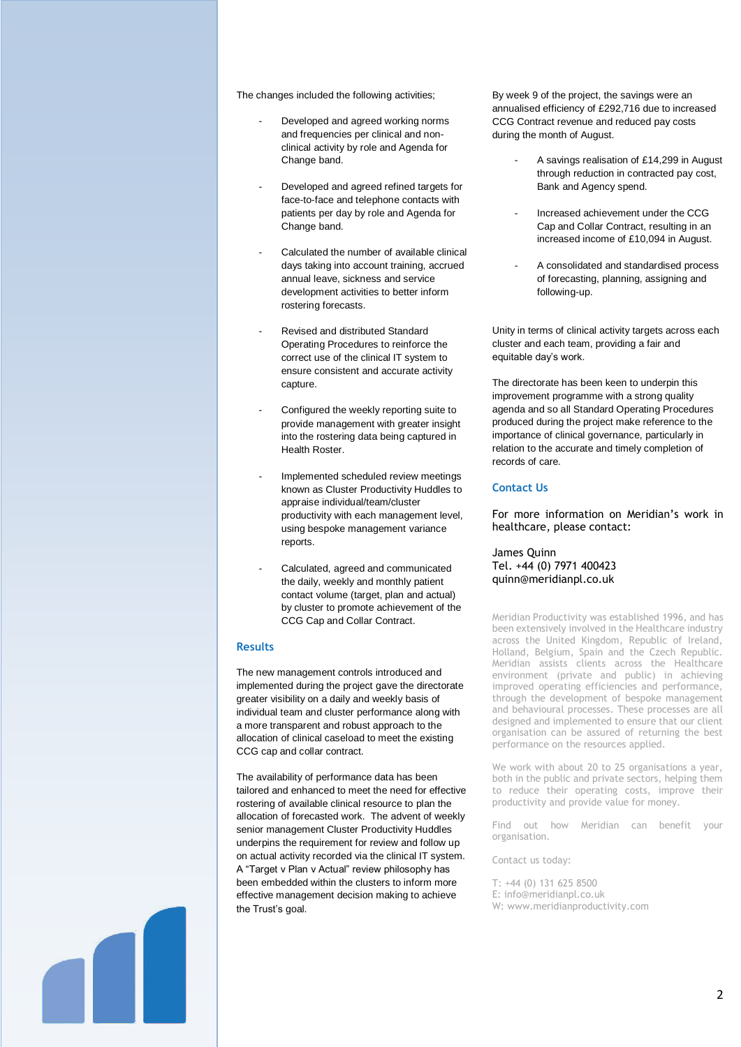The changes included the following activities;

- Developed and agreed working norms and frequencies per clinical and non-clinical activity by role and Agenda for Change band.
- Developed and agreed refined targets for face-to-face and telephone contacts with patients per day by role and Agenda for Change band.
- Calculated the number of available clinical days taking into account training, accrued annual leave, sickness and service development activities to better inform rostering forecasts.
- Revised and distributed Standard Operating Procedures to reinforce the correct use of the clinical IT system to ensure consistent and accurate activity capture.
- Configured the weekly reporting suite to provide management with greater insight into the rostering data being captured in Health Roster.
- Implemented scheduled review meetings known as Cluster Productivity Huddles to appraise individual/team/cluster productivity with each management level, using bespoke management variance reports.
- Calculated, agreed and communicated the daily, weekly and monthly patient contact volume (target, plan and actual) by cluster to promote achievement of the CCG Cap and Collar Contract.

## Results

The new management controls introduced and implemented during the project gave the directorate greater visibility on a daily and weekly basis of individual team and cluster performance along with a more transparent and robust approach to the allocation of clinical caseload to meet the existing CCG cap and collar contract.

The availability of performance data has been tailored and enhanced to meet the need for effective rostering of available clinical resource to plan the allocation of forecasted work. The advent of weekly senior management Cluster Productivity Huddles underpins the requirement for review and follow up on actual activity recorded via the clinical IT system. A "Target v Plan v Actual" review philosophy has been embedded within the clusters to inform more effective management decision making to achieve the Trust's goal.

By week 9 of the project, the savings were an annualised efficiency of £292,716 due to increased CCG Contract revenue and reduced pay costs during the month of August.

- A savings realisation of £14,299 in August through reduction in contracted pay cost, Bank and Agency spend.
- Increased achievement under the CCG Cap and Collar Contract, resulting in an increased income of £10,094 in August.
- A consolidated and standardised process of forecasting, planning, assigning and following-up.

Unity in terms of clinical activity targets across each cluster and each team, providing a fair and equitable day's work.

The directorate has been keen to underpin this improvement programme with a strong quality agenda and so all Standard Operating Procedures produced during the project make reference to the importance of clinical governance, particularly in relation to the accurate and timely completion of records of care.

## Contact Us

For more information on Meridian's work in healthcare, please contact:

James Quinn
Tel. +44 (0) 7971 400423
quinn@meridianpl.co.uk

Meridian Productivity was established 1996, and has been extensively involved in the Healthcare industry across the United Kingdom, Republic of Ireland, Holland, Belgium, Spain and the Czech Republic. Meridian assists clients across the Healthcare environment (private and public) in achieving improved operating efficiencies and performance, through the development of bespoke management and behavioural processes. These processes are all designed and implemented to ensure that our client organisation can be assured of returning the best performance on the resources applied.

We work with about 20 to 25 organisations a year, both in the public and private sectors, helping them to reduce their operating costs, improve their productivity and provide value for money.

Find out how Meridian can benefit your organisation.

Contact us today:

T: +44 (0) 131 625 8500
E: info@meridianpl.co.uk
W: www.meridianproductivity.com